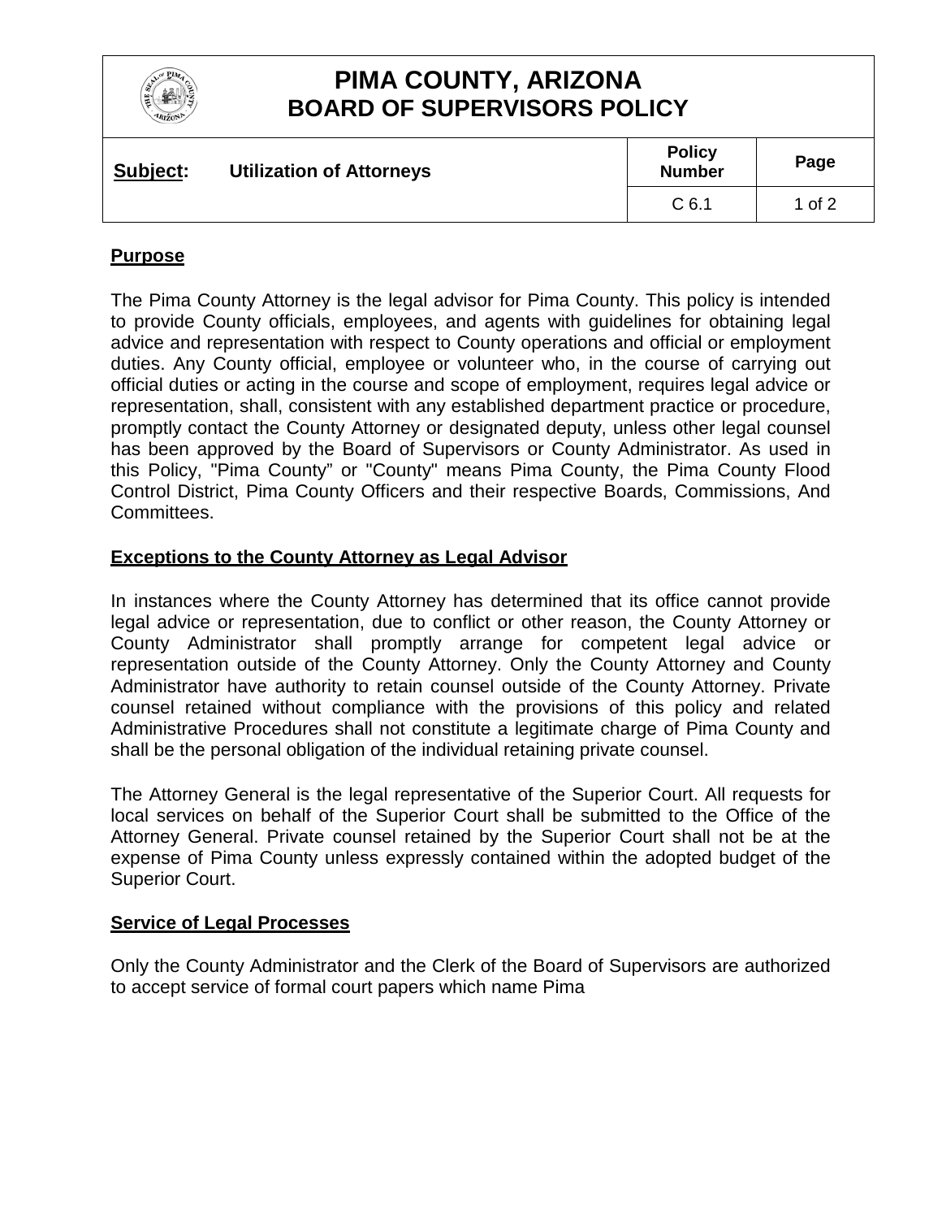# PIMA COUNTY, ARIZONA
# BOARD OF SUPERVISORS POLICY

| **Subject:** Utilization of Attorneys | **Policy Number** | **Page** |
|---|---|---|
| | C 6.1 | 1 of 2 |

## Purpose

The Pima County Attorney is the legal advisor for Pima County. This policy is intended to provide County officials, employees, and agents with guidelines for obtaining legal advice and representation with respect to County operations and official or employment duties. Any County official, employee or volunteer who, in the course of carrying out official duties or acting in the course and scope of employment, requires legal advice or representation, shall, consistent with any established department practice or procedure, promptly contact the County Attorney or designated deputy, unless other legal counsel has been approved by the Board of Supervisors or County Administrator. As used in this Policy, "Pima County" or "County" means Pima County, the Pima County Flood Control District, Pima County Officers and their respective Boards, Commissions, And Committees.

## Exceptions to the County Attorney as Legal Advisor

In instances where the County Attorney has determined that its office cannot provide legal advice or representation, due to conflict or other reason, the County Attorney or County Administrator shall promptly arrange for competent legal advice or representation outside of the County Attorney. Only the County Attorney and County Administrator have authority to retain counsel outside of the County Attorney. Private counsel retained without compliance with the provisions of this policy and related Administrative Procedures shall not constitute a legitimate charge of Pima County and shall be the personal obligation of the individual retaining private counsel.

The Attorney General is the legal representative of the Superior Court. All requests for local services on behalf of the Superior Court shall be submitted to the Office of the Attorney General. Private counsel retained by the Superior Court shall not be at the expense of Pima County unless expressly contained within the adopted budget of the Superior Court.

## Service of Legal Processes

Only the County Administrator and the Clerk of the Board of Supervisors are authorized to accept service of formal court papers which name Pima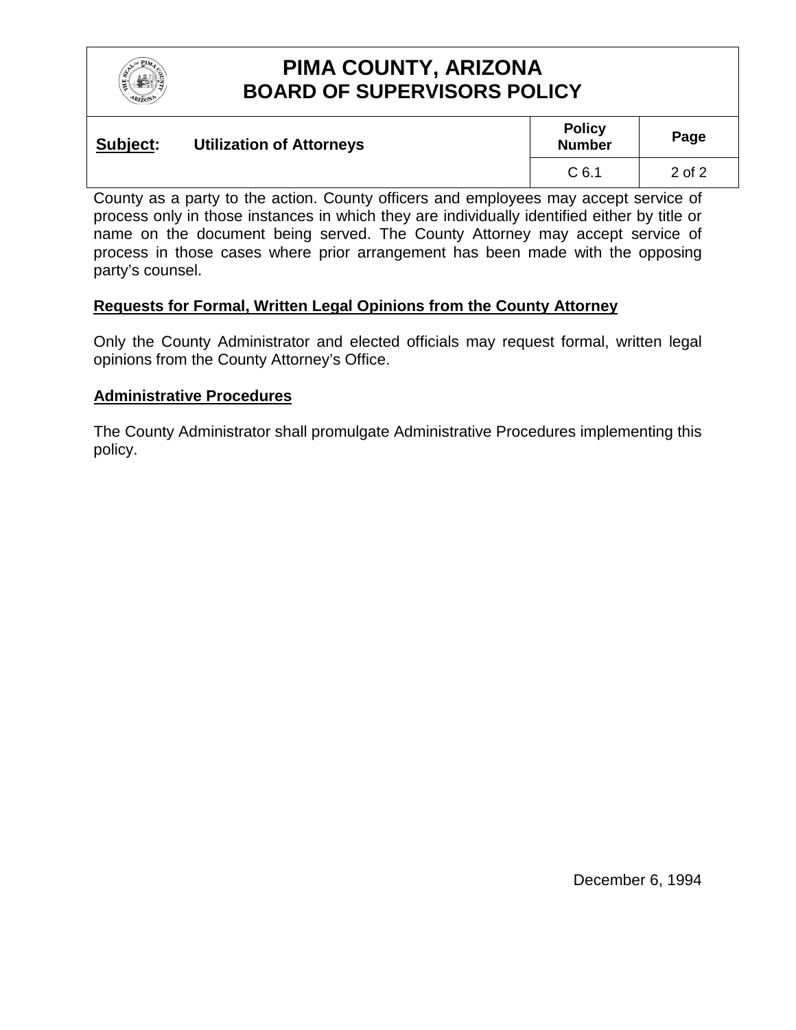County as a party to the action. County officers and employees may accept service of process only in those instances in which they are individually identified either by title or name on the document being served. The County Attorney may accept service of process in those cases where prior arrangement has been made with the opposing party's counsel.

## Requests for Formal, Written Legal Opinions from the County Attorney

Only the County Administrator and elected officials may request formal, written legal opinions from the County Attorney's Office.

## Administrative Procedures

The County Administrator shall promulgate Administrative Procedures implementing this policy.

December 6, 1994